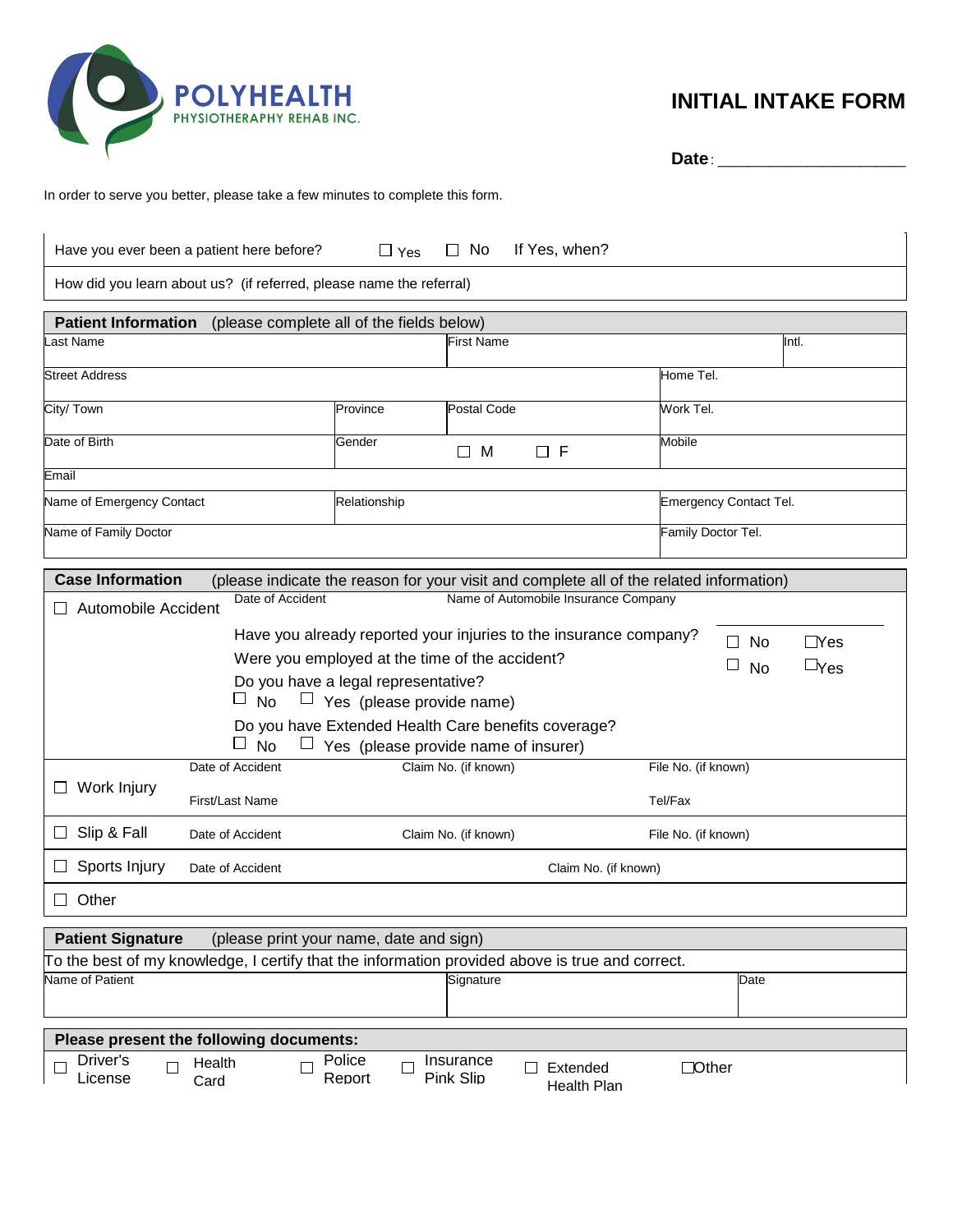**POLYHEALTH**
PHYSIOTHERAPY REHAB INC.

# INITIAL INTAKE FORM

**Date**: ____________________

In order to serve you better, please take a few minutes to complete this form.

| | | | |
|---|---|---|---|
| Have you ever been a patient here before? | ☐ Yes | ☐ No | If Yes, when? |
| How did you learn about us? (if referred, please name the referral) | | | |

| **Patient Information** (please complete all of the fields below) | | | | |
|---|---|---|---|---|
| Last Name | | First Name | | Intl. |
| Street Address | | | Home Tel. | |
| City/ Town | Province | Postal Code | Work Tel. | |
| Date of Birth | Gender | ☐ M ☐ F | Mobile | |
| Email | | | | |
| Name of Emergency Contact | Relationship | | Emergency Contact Tel. | |
| Name of Family Doctor | | | Family Doctor Tel. | |

**Case Information** (please indicate the reason for your visit and complete all of the related information)

☐ Automobile Accident

Date of Accident | Name of Automobile Insurance Company

- Have you already reported your injuries to the insurance company? ☐ No ☐ Yes
- Were you employed at the time of the accident? ☐ No ☐ Yes
- Do you have a legal representative? ☐ No ☐ Yes (please provide name)
- Do you have Extended Health Care benefits coverage? ☐ No ☐ Yes (please provide name of insurer)

| | | | |
|---|---|---|---|
| ☐ Work Injury | Date of Accident | Claim No. (if known) | File No. (if known) |
| | First/Last Name | | Tel/Fax |
| ☐ Slip & Fall | Date of Accident | Claim No. (if known) | File No. (if known) |
| ☐ Sports Injury | Date of Accident | Claim No. (if known) | |
| ☐ Other | | | |

**Patient Signature** (please print your name, date and sign)

To the best of my knowledge, I certify that the information provided above is true and correct.

| Name of Patient | Signature | Date |
|---|---|---|
| | | |

**Please present the following documents:**

☐ Driver's License ☐ Health Card ☐ Police Report ☐ Insurance Pink Slip ☐ Extended Health Plan ☐ Other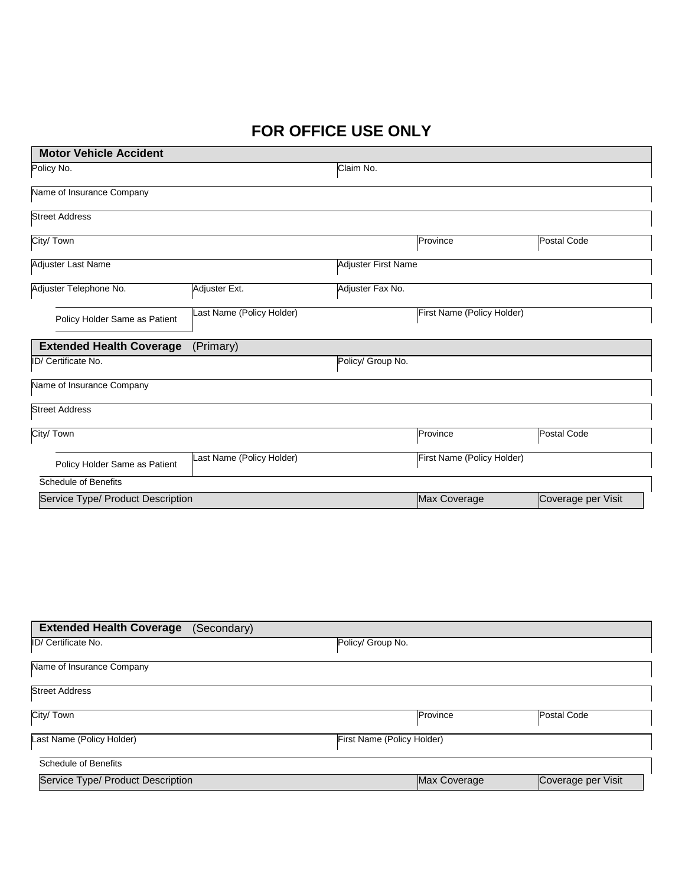# FOR OFFICE USE ONLY

## Motor Vehicle Accident

| | | | |
|---|---|---|---|
| Policy No. | | Claim No. | |
| Name of Insurance Company | | | |
| Street Address | | | |
| City/ Town | | Province | Postal Code |
| Adjuster Last Name | | Adjuster First Name | |
| Adjuster Telephone No. | Adjuster Ext. | Adjuster Fax No. | |
| Policy Holder Same as Patient | Last Name (Policy Holder) | First Name (Policy Holder) | |

## Extended Health Coverage (Primary)

| | | | |
|---|---|---|---|
| ID/ Certificate No. | | Policy/ Group No. | |
| Name of Insurance Company | | | |
| Street Address | | | |
| City/ Town | | Province | Postal Code |
| Policy Holder Same as Patient | Last Name (Policy Holder) | First Name (Policy Holder) | |

Schedule of Benefits

| Service Type/ Product Description | Max Coverage | Coverage per Visit |
|---|---|---|

## Extended Health Coverage (Secondary)

| | | | |
|---|---|---|---|
| ID/ Certificate No. | | Policy/ Group No. | |
| Name of Insurance Company | | | |
| Street Address | | | |
| City/ Town | | Province | Postal Code |
| Last Name (Policy Holder) | | First Name (Policy Holder) | |

Schedule of Benefits

| Service Type/ Product Description | Max Coverage | Coverage per Visit |
|---|---|---|